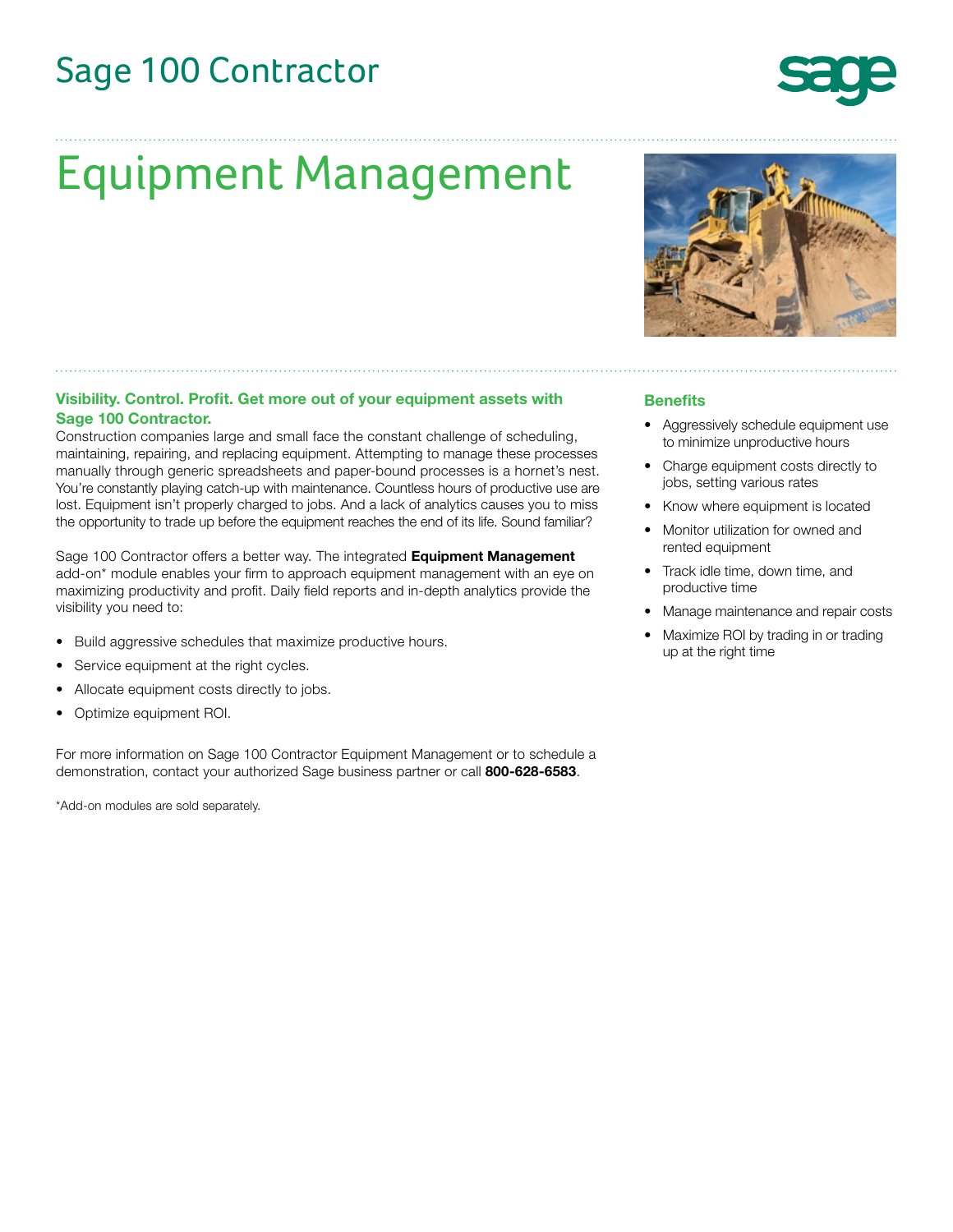Sage 100 Contractor

# Equipment Management

**Visibility. Control. Profit. Get more out of your equipment assets with Sage 100 Contractor.**

Construction companies large and small face the constant challenge of scheduling, maintaining, repairing, and replacing equipment. Attempting to manage these processes manually through generic spreadsheets and paper-bound processes is a hornet's nest. You're constantly playing catch-up with maintenance. Countless hours of productive use are lost. Equipment isn't properly charged to jobs. And a lack of analytics causes you to miss the opportunity to trade up before the equipment reaches the end of its life. Sound familiar?

Sage 100 Contractor offers a better way. The integrated **Equipment Management** add-on* module enables your firm to approach equipment management with an eye on maximizing productivity and profit. Daily field reports and in-depth analytics provide the visibility you need to:

- Build aggressive schedules that maximize productive hours.
- Service equipment at the right cycles.
- Allocate equipment costs directly to jobs.
- Optimize equipment ROI.

For more information on Sage 100 Contractor Equipment Management or to schedule a demonstration, contact your authorized Sage business partner or call **800-628-6583**.

*Add-on modules are sold separately.

## Benefits

- Aggressively schedule equipment use to minimize unproductive hours
- Charge equipment costs directly to jobs, setting various rates
- Know where equipment is located
- Monitor utilization for owned and rented equipment
- Track idle time, down time, and productive time
- Manage maintenance and repair costs
- Maximize ROI by trading in or trading up at the right time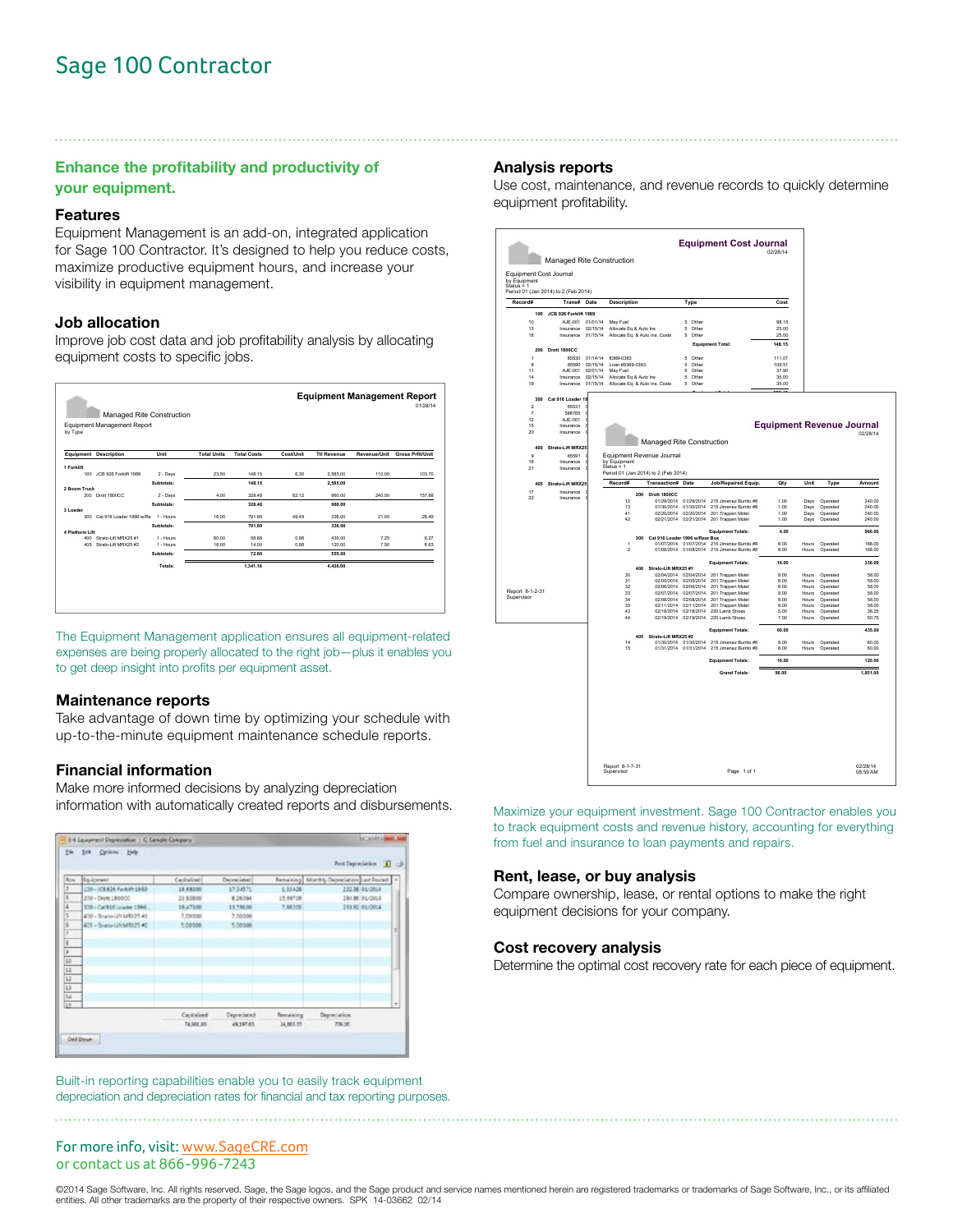# Sage 100 Contractor

## Enhance the profitability and productivity of your equipment.

### Features

Equipment Management is an add-on, integrated application for Sage 100 Contractor. It's designed to help you reduce costs, maximize productive equipment hours, and increase your visibility in equipment management.

### Job allocation

Improve job cost data and job profitability analysis by allocating equipment costs to specific jobs.

The Equipment Management application ensures all equipment-related expenses are being properly allocated to the right job—plus it enables you to get deep insight into profits per equipment asset.

### Maintenance reports

Take advantage of down time by optimizing your schedule with up-to-the-minute equipment maintenance schedule reports.

### Financial information

Make more informed decisions by analyzing depreciation information with automatically created reports and disbursements.

Built-in reporting capabilities enable you to easily track equipment depreciation and depreciation rates for financial and tax reporting purposes.

### Analysis reports

Use cost, maintenance, and revenue records to quickly determine equipment profitability.

Maximize your equipment investment. Sage 100 Contractor enables you to track equipment costs and revenue history, accounting for everything from fuel and insurance to loan payments and repairs.

### Rent, lease, or buy analysis

Compare ownership, lease, or rental options to make the right equipment decisions for your company.

### Cost recovery analysis

Determine the optimal cost recovery rate for each piece of equipment.

For more info, visit: www.SageCRE.com
or contact us at 866-996-7243

©2014 Sage Software, Inc. All rights reserved. Sage, the Sage logos, and the Sage product and service names mentioned herein are registered trademarks or trademarks of Sage Software, Inc., or its affiliated entities. All other trademarks are the property of their respective owners. SPK 14-03662 02/14